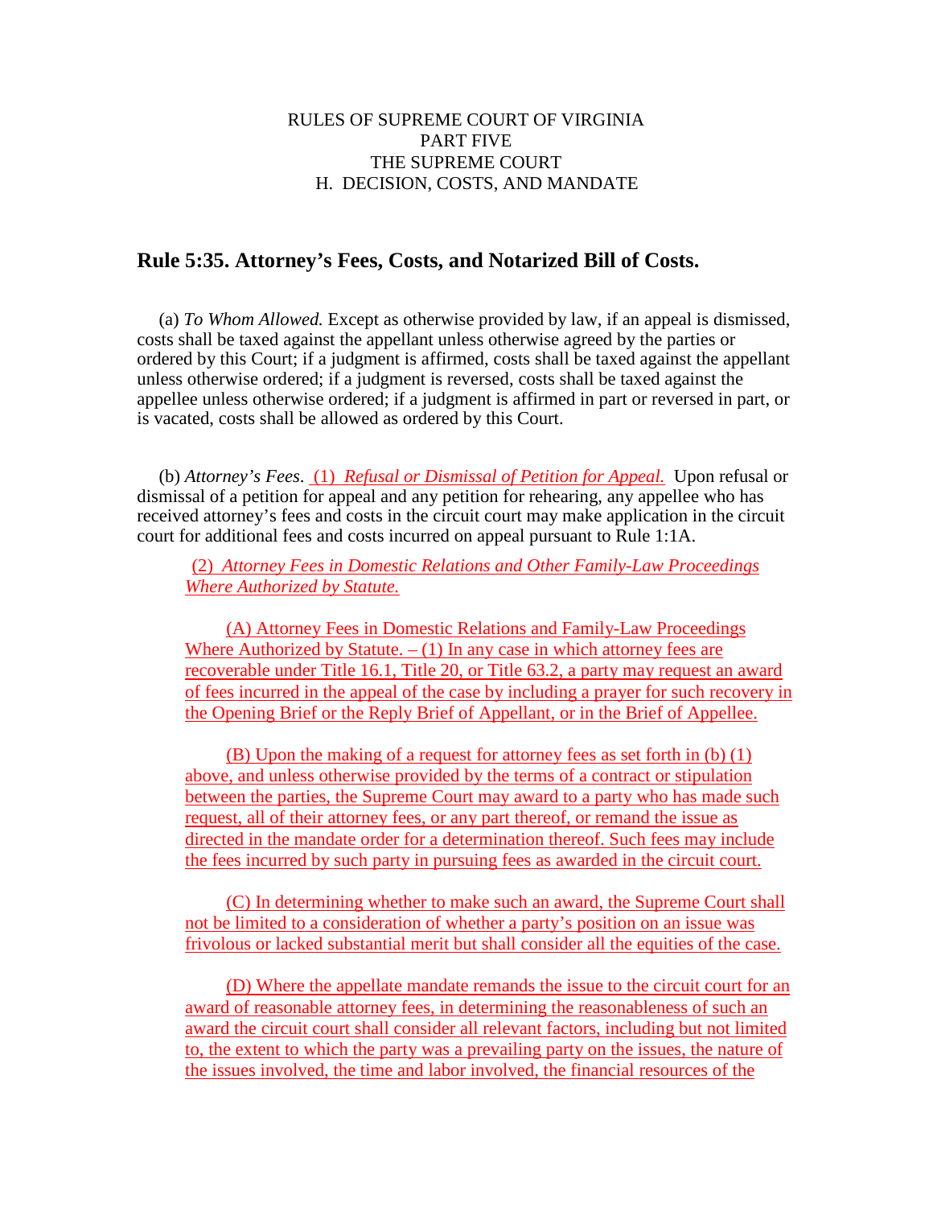RULES OF SUPREME COURT OF VIRGINIA
PART FIVE
THE SUPREME COURT
H. DECISION, COSTS, AND MANDATE

## Rule 5:35. Attorney's Fees, Costs, and Notarized Bill of Costs.

(a) *To Whom Allowed.* Except as otherwise provided by law, if an appeal is dismissed, costs shall be taxed against the appellant unless otherwise agreed by the parties or ordered by this Court; if a judgment is affirmed, costs shall be taxed against the appellant unless otherwise ordered; if a judgment is reversed, costs shall be taxed against the appellee unless otherwise ordered; if a judgment is affirmed in part or reversed in part, or is vacated, costs shall be allowed as ordered by this Court.

(b) *Attorney's Fees*. (1) *Refusal or Dismissal of Petition for Appeal.* Upon refusal or dismissal of a petition for appeal and any petition for rehearing, any appellee who has received attorney's fees and costs in the circuit court may make application in the circuit court for additional fees and costs incurred on appeal pursuant to Rule 1:1A.

(2) *Attorney Fees in Domestic Relations and Other Family-Law Proceedings Where Authorized by Statute.*

(A) Attorney Fees in Domestic Relations and Family-Law Proceedings Where Authorized by Statute. – (1) In any case in which attorney fees are recoverable under Title 16.1, Title 20, or Title 63.2, a party may request an award of fees incurred in the appeal of the case by including a prayer for such recovery in the Opening Brief or the Reply Brief of Appellant, or in the Brief of Appellee.

(B) Upon the making of a request for attorney fees as set forth in (b) (1) above, and unless otherwise provided by the terms of a contract or stipulation between the parties, the Supreme Court may award to a party who has made such request, all of their attorney fees, or any part thereof, or remand the issue as directed in the mandate order for a determination thereof. Such fees may include the fees incurred by such party in pursuing fees as awarded in the circuit court.

(C) In determining whether to make such an award, the Supreme Court shall not be limited to a consideration of whether a party's position on an issue was frivolous or lacked substantial merit but shall consider all the equities of the case.

(D) Where the appellate mandate remands the issue to the circuit court for an award of reasonable attorney fees, in determining the reasonableness of such an award the circuit court shall consider all relevant factors, including but not limited to, the extent to which the party was a prevailing party on the issues, the nature of the issues involved, the time and labor involved, the financial resources of the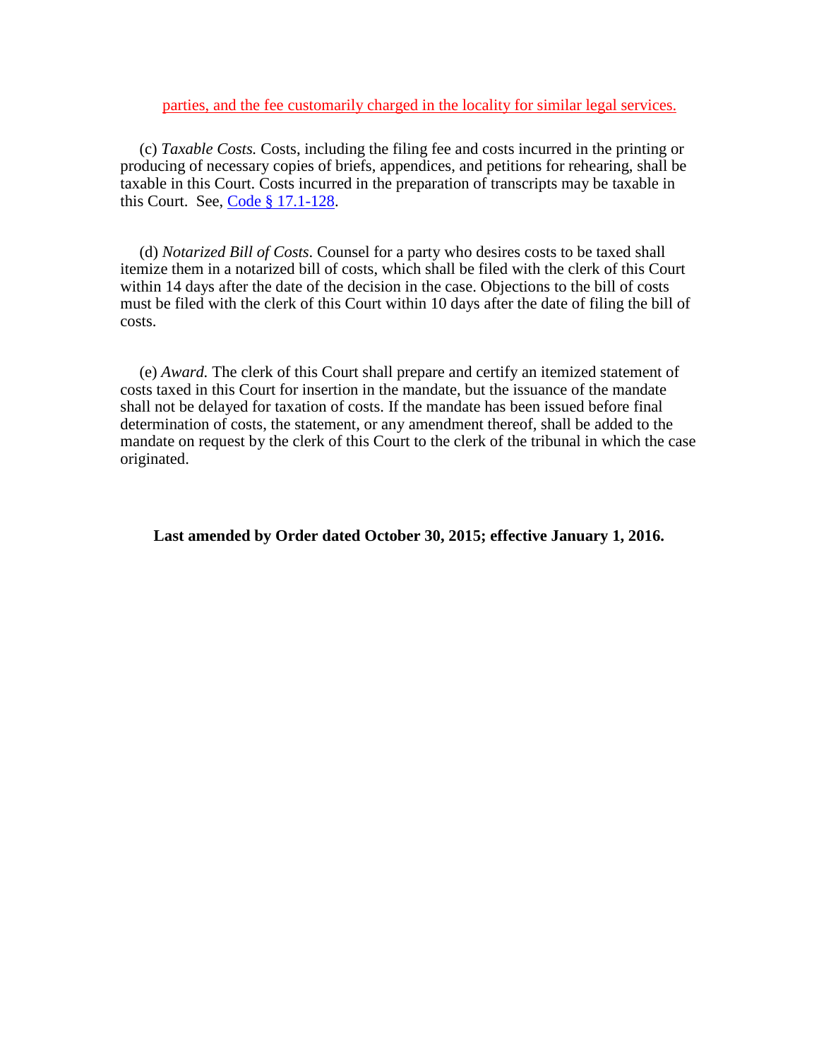parties, and the fee customarily charged in the locality for similar legal services.

(c) *Taxable Costs.* Costs, including the filing fee and costs incurred in the printing or producing of necessary copies of briefs, appendices, and petitions for rehearing, shall be taxable in this Court. Costs incurred in the preparation of transcripts may be taxable in this Court. See, Code § 17.1-128.

(d) *Notarized Bill of Costs.* Counsel for a party who desires costs to be taxed shall itemize them in a notarized bill of costs, which shall be filed with the clerk of this Court within 14 days after the date of the decision in the case. Objections to the bill of costs must be filed with the clerk of this Court within 10 days after the date of filing the bill of costs.

(e) *Award.* The clerk of this Court shall prepare and certify an itemized statement of costs taxed in this Court for insertion in the mandate, but the issuance of the mandate shall not be delayed for taxation of costs. If the mandate has been issued before final determination of costs, the statement, or any amendment thereof, shall be added to the mandate on request by the clerk of this Court to the clerk of the tribunal in which the case originated.

**Last amended by Order dated October 30, 2015; effective January 1, 2016.**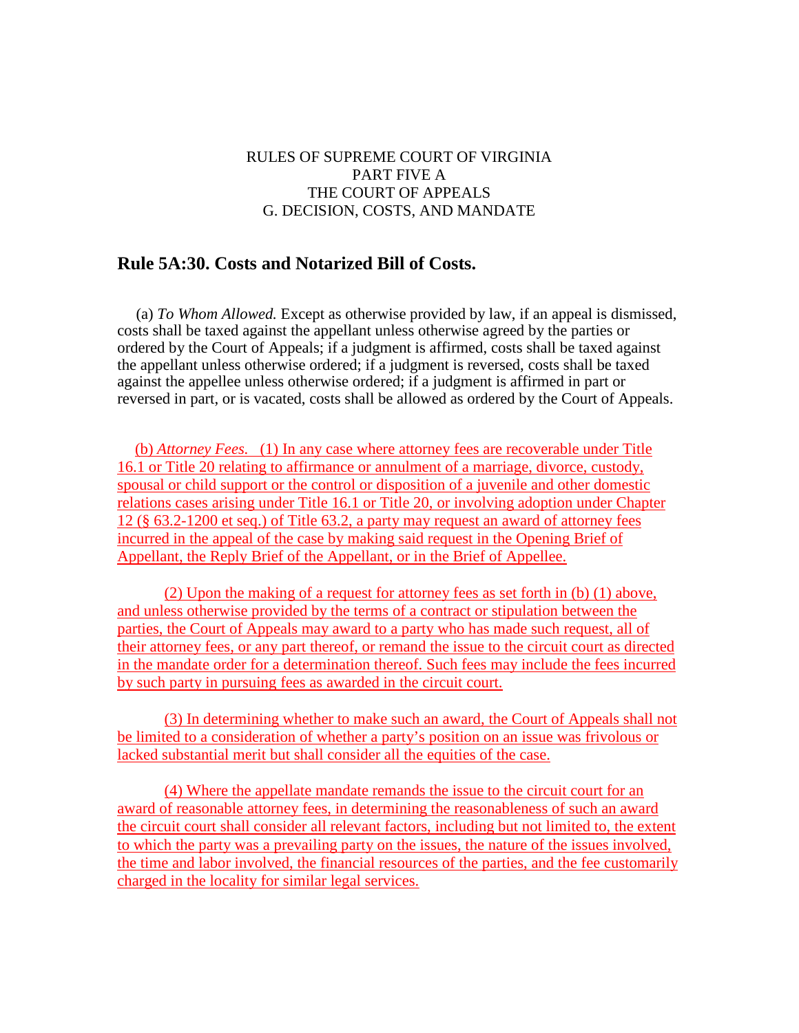RULES OF SUPREME COURT OF VIRGINIA
PART FIVE A
THE COURT OF APPEALS
G. DECISION, COSTS, AND MANDATE

## Rule 5A:30. Costs and Notarized Bill of Costs.

(a) *To Whom Allowed.* Except as otherwise provided by law, if an appeal is dismissed, costs shall be taxed against the appellant unless otherwise agreed by the parties or ordered by the Court of Appeals; if a judgment is affirmed, costs shall be taxed against the appellant unless otherwise ordered; if a judgment is reversed, costs shall be taxed against the appellee unless otherwise ordered; if a judgment is affirmed in part or reversed in part, or is vacated, costs shall be allowed as ordered by the Court of Appeals.

(b) *Attorney Fees.* (1) In any case where attorney fees are recoverable under Title 16.1 or Title 20 relating to affirmance or annulment of a marriage, divorce, custody, spousal or child support or the control or disposition of a juvenile and other domestic relations cases arising under Title 16.1 or Title 20, or involving adoption under Chapter 12 (§ 63.2-1200 et seq.) of Title 63.2, a party may request an award of attorney fees incurred in the appeal of the case by making said request in the Opening Brief of Appellant, the Reply Brief of the Appellant, or in the Brief of Appellee.

(2) Upon the making of a request for attorney fees as set forth in (b) (1) above, and unless otherwise provided by the terms of a contract or stipulation between the parties, the Court of Appeals may award to a party who has made such request, all of their attorney fees, or any part thereof, or remand the issue to the circuit court as directed in the mandate order for a determination thereof. Such fees may include the fees incurred by such party in pursuing fees as awarded in the circuit court.

(3) In determining whether to make such an award, the Court of Appeals shall not be limited to a consideration of whether a party's position on an issue was frivolous or lacked substantial merit but shall consider all the equities of the case.

(4) Where the appellate mandate remands the issue to the circuit court for an award of reasonable attorney fees, in determining the reasonableness of such an award the circuit court shall consider all relevant factors, including but not limited to, the extent to which the party was a prevailing party on the issues, the nature of the issues involved, the time and labor involved, the financial resources of the parties, and the fee customarily charged in the locality for similar legal services.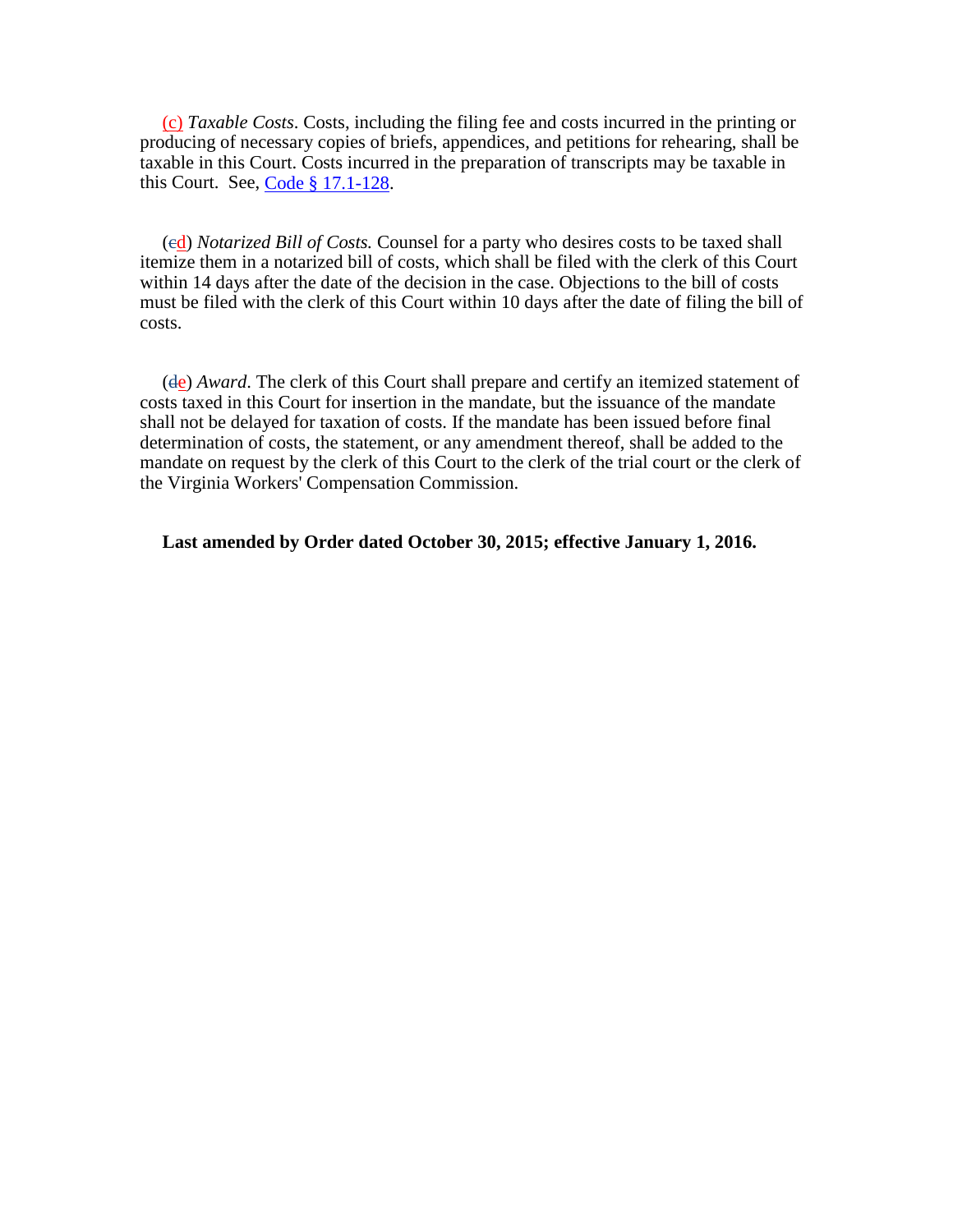(c) *Taxable Costs*. Costs, including the filing fee and costs incurred in the printing or producing of necessary copies of briefs, appendices, and petitions for rehearing, shall be taxable in this Court. Costs incurred in the preparation of transcripts may be taxable in this Court. See, [Code § 17.1-128](#).

(~~c~~d) *Notarized Bill of Costs.* Counsel for a party who desires costs to be taxed shall itemize them in a notarized bill of costs, which shall be filed with the clerk of this Court within 14 days after the date of the decision in the case. Objections to the bill of costs must be filed with the clerk of this Court within 10 days after the date of filing the bill of costs.

(~~d~~e) *Award*. The clerk of this Court shall prepare and certify an itemized statement of costs taxed in this Court for insertion in the mandate, but the issuance of the mandate shall not be delayed for taxation of costs. If the mandate has been issued before final determination of costs, the statement, or any amendment thereof, shall be added to the mandate on request by the clerk of this Court to the clerk of the trial court or the clerk of the Virginia Workers' Compensation Commission.

**Last amended by Order dated October 30, 2015; effective January 1, 2016.**